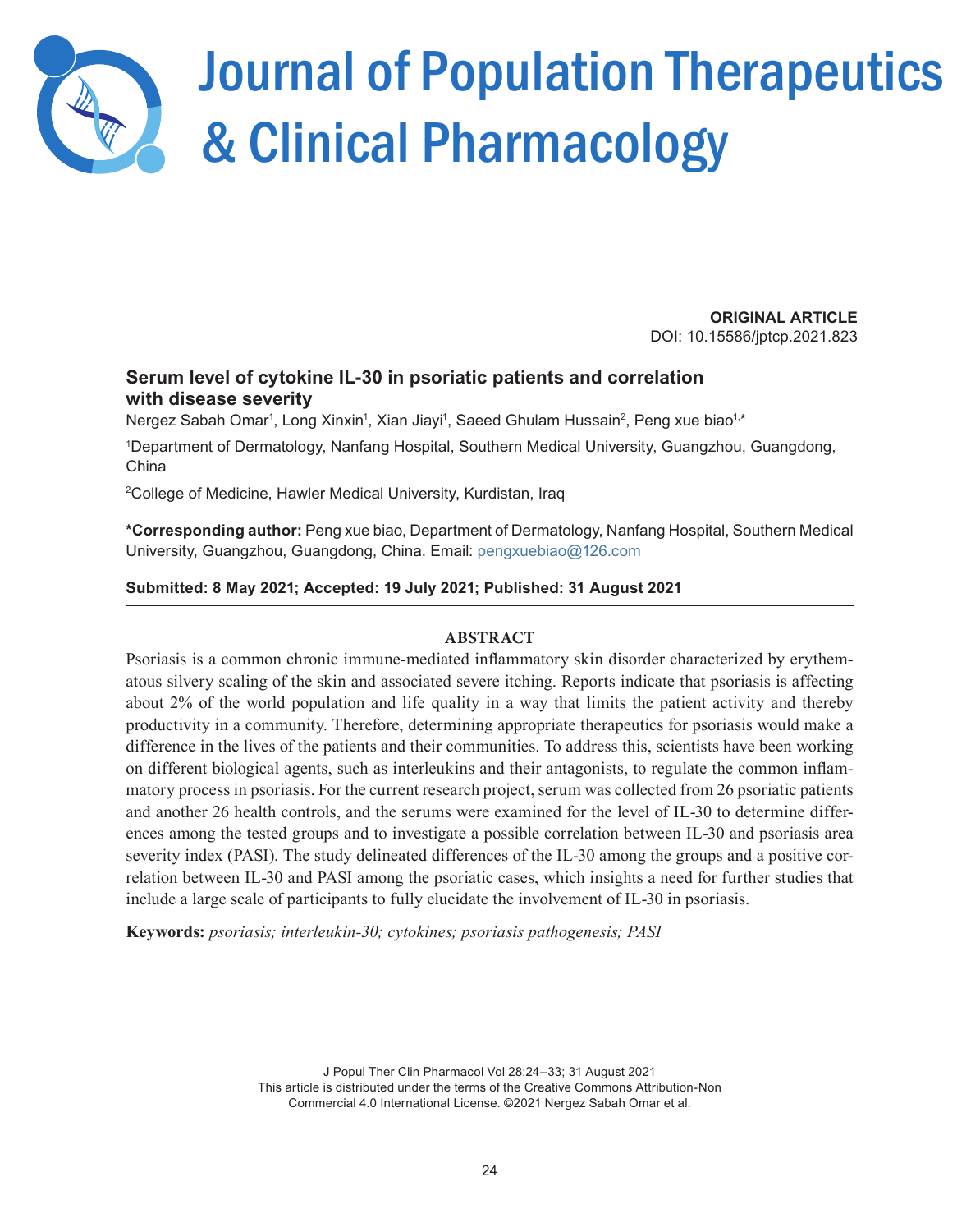# Journal of Population Therapeutics & Clinical Pharmacology

**ORIGINAL ARTICLE**
DOI: 10.15586/jptcp.2021.823

## Serum level of cytokine IL-30 in psoriatic patients and correlation with disease severity

Nergez Sabah Omar[1], Long Xinxin[1], Xian Jiayi[1], Saeed Ghulam Hussain[2], Peng xue biao[1,*]

[1]Department of Dermatology, Nanfang Hospital, Southern Medical University, Guangzhou, Guangdong, China

[2]College of Medicine, Hawler Medical University, Kurdistan, Iraq

**\*Corresponding author:** Peng xue biao, Department of Dermatology, Nanfang Hospital, Southern Medical University, Guangzhou, Guangdong, China. Email: pengxuebiao@126.com

**Submitted: 8 May 2021; Accepted: 19 July 2021; Published: 31 August 2021**

### ABSTRACT

Psoriasis is a common chronic immune-mediated inflammatory skin disorder characterized by erythematous silvery scaling of the skin and associated severe itching. Reports indicate that psoriasis is affecting about 2% of the world population and life quality in a way that limits the patient activity and thereby productivity in a community. Therefore, determining appropriate therapeutics for psoriasis would make a difference in the lives of the patients and their communities. To address this, scientists have been working on different biological agents, such as interleukins and their antagonists, to regulate the common inflammatory process in psoriasis. For the current research project, serum was collected from 26 psoriatic patients and another 26 health controls, and the serums were examined for the level of IL-30 to determine differences among the tested groups and to investigate a possible correlation between IL-30 and psoriasis area severity index (PASI). The study delineated differences of the IL-30 among the groups and a positive correlation between IL-30 and PASI among the psoriatic cases, which insights a need for further studies that include a large scale of participants to fully elucidate the involvement of IL-30 in psoriasis.

**Keywords:** *psoriasis; interleukin-30; cytokines; psoriasis pathogenesis; PASI*

J Popul Ther Clin Pharmacol Vol 28:24–33; 31 August 2021
This article is distributed under the terms of the Creative Commons Attribution-Non Commercial 4.0 International License. ©2021 Nergez Sabah Omar et al.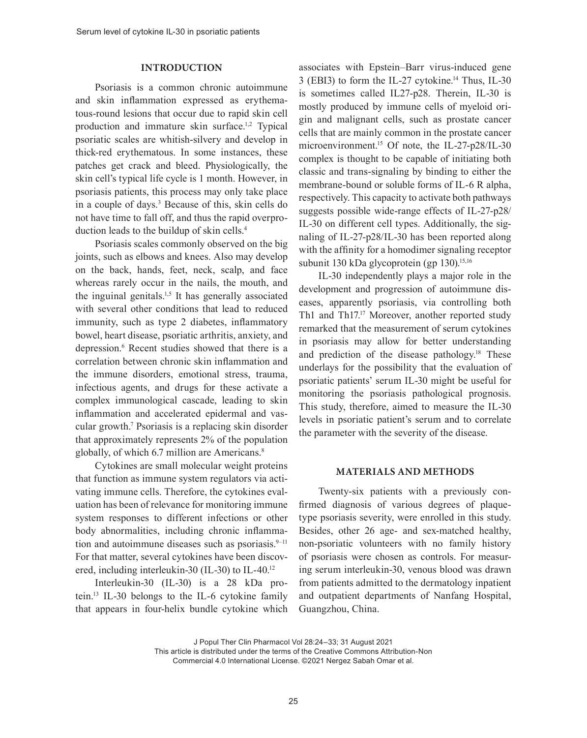## INTRODUCTION

Psoriasis is a common chronic autoimmune and skin inflammation expressed as erythematous-round lesions that occur due to rapid skin cell production and immature skin surface.[1,2] Typical psoriatic scales are whitish-silvery and develop in thick-red erythematous. In some instances, these patches get crack and bleed. Physiologically, the skin cell's typical life cycle is 1 month. However, in psoriasis patients, this process may only take place in a couple of days.[3] Because of this, skin cells do not have time to fall off, and thus the rapid overproduction leads to the buildup of skin cells.[4]

Psoriasis scales commonly observed on the big joints, such as elbows and knees. Also may develop on the back, hands, feet, neck, scalp, and face whereas rarely occur in the nails, the mouth, and the inguinal genitals.[1,5] It has generally associated with several other conditions that lead to reduced immunity, such as type 2 diabetes, inflammatory bowel, heart disease, psoriatic arthritis, anxiety, and depression.[6] Recent studies showed that there is a correlation between chronic skin inflammation and the immune disorders, emotional stress, trauma, infectious agents, and drugs for these activate a complex immunological cascade, leading to skin inflammation and accelerated epidermal and vascular growth.[7] Psoriasis is a replacing skin disorder that approximately represents 2% of the population globally, of which 6.7 million are Americans.[8]

Cytokines are small molecular weight proteins that function as immune system regulators via activating immune cells. Therefore, the cytokines evaluation has been of relevance for monitoring immune system responses to different infections or other body abnormalities, including chronic inflammation and autoimmune diseases such as psoriasis.[9–11] For that matter, several cytokines have been discovered, including interleukin-30 (IL-30) to IL-40.[12]

Interleukin-30 (IL-30) is a 28 kDa protein.[13] IL-30 belongs to the IL-6 cytokine family that appears in four-helix bundle cytokine which associates with Epstein–Barr virus-induced gene 3 (EBI3) to form the IL-27 cytokine.[14] Thus, IL-30 is sometimes called IL27-p28. Therein, IL-30 is mostly produced by immune cells of myeloid origin and malignant cells, such as prostate cancer cells that are mainly common in the prostate cancer microenvironment.[15] Of note, the IL-27-p28/IL-30 complex is thought to be capable of initiating both classic and trans-signaling by binding to either the membrane-bound or soluble forms of IL-6 R alpha, respectively. This capacity to activate both pathways suggests possible wide-range effects of IL-27-p28/IL-30 on different cell types. Additionally, the signaling of IL-27-p28/IL-30 has been reported along with the affinity for a homodimer signaling receptor subunit 130 kDa glycoprotein (gp 130).[15,16]

IL-30 independently plays a major role in the development and progression of autoimmune diseases, apparently psoriasis, via controlling both Th1 and Th17.[17] Moreover, another reported study remarked that the measurement of serum cytokines in psoriasis may allow for better understanding and prediction of the disease pathology.[18] These underlays for the possibility that the evaluation of psoriatic patients' serum IL-30 might be useful for monitoring the psoriasis pathological prognosis. This study, therefore, aimed to measure the IL-30 levels in psoriatic patient's serum and to correlate the parameter with the severity of the disease.

## MATERIALS AND METHODS

Twenty-six patients with a previously confirmed diagnosis of various degrees of plaque-type psoriasis severity, were enrolled in this study. Besides, other 26 age- and sex-matched healthy, non-psoriatic volunteers with no family history of psoriasis were chosen as controls. For measuring serum interleukin-30, venous blood was drawn from patients admitted to the dermatology inpatient and outpatient departments of Nanfang Hospital, Guangzhou, China.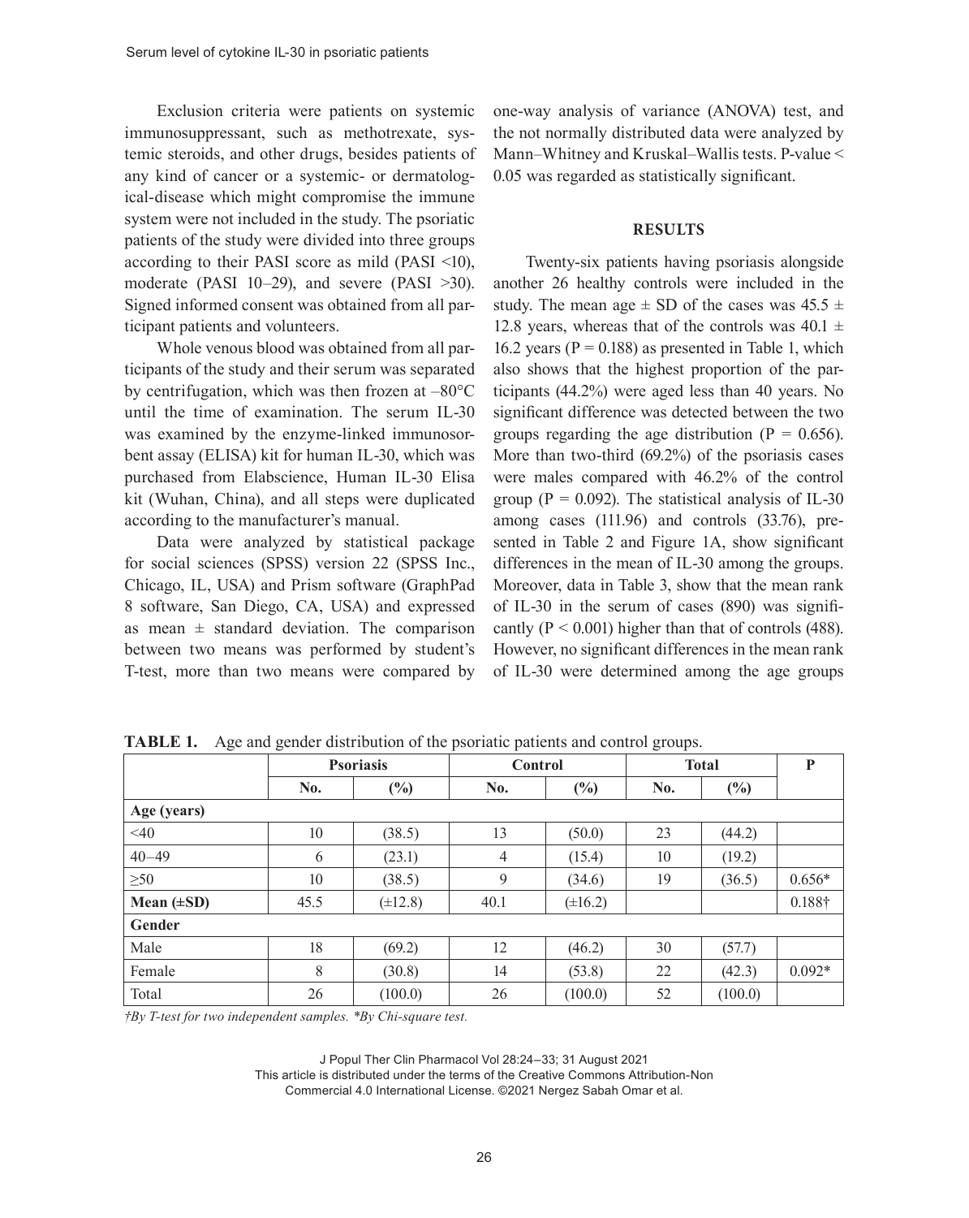Exclusion criteria were patients on systemic immunosuppressant, such as methotrexate, systemic steroids, and other drugs, besides patients of any kind of cancer or a systemic- or dermatological-disease which might compromise the immune system were not included in the study. The psoriatic patients of the study were divided into three groups according to their PASI score as mild (PASI <10), moderate (PASI 10–29), and severe (PASI >30). Signed informed consent was obtained from all participant patients and volunteers.

Whole venous blood was obtained from all participants of the study and their serum was separated by centrifugation, which was then frozen at –80°C until the time of examination. The serum IL-30 was examined by the enzyme-linked immunosorbent assay (ELISA) kit for human IL-30, which was purchased from Elabscience, Human IL-30 Elisa kit (Wuhan, China), and all steps were duplicated according to the manufacturer's manual.

Data were analyzed by statistical package for social sciences (SPSS) version 22 (SPSS Inc., Chicago, IL, USA) and Prism software (GraphPad 8 software, San Diego, CA, USA) and expressed as mean ± standard deviation. The comparison between two means was performed by student's T-test, more than two means were compared by one-way analysis of variance (ANOVA) test, and the not normally distributed data were analyzed by Mann–Whitney and Kruskal–Wallis tests. P-value < 0.05 was regarded as statistically significant.

## RESULTS

Twenty-six patients having psoriasis alongside another 26 healthy controls were included in the study. The mean age ± SD of the cases was 45.5 ± 12.8 years, whereas that of the controls was 40.1 ± 16.2 years (P = 0.188) as presented in Table 1, which also shows that the highest proportion of the participants (44.2%) were aged less than 40 years. No significant difference was detected between the two groups regarding the age distribution (P = 0.656). More than two-third (69.2%) of the psoriasis cases were males compared with 46.2% of the control group (P = 0.092). The statistical analysis of IL-30 among cases (111.96) and controls (33.76), presented in Table 2 and Figure 1A, show significant differences in the mean of IL-30 among the groups. Moreover, data in Table 3, show that the mean rank of IL-30 in the serum of cases (890) was significantly (P < 0.001) higher than that of controls (488). However, no significant differences in the mean rank of IL-30 were determined among the age groups

**TABLE 1.** Age and gender distribution of the psoriatic patients and control groups.

| | Psoriasis | | Control | | Total | | P |
|---|---|---|---|---|---|---|---|
| | No. | (%) | No. | (%) | No. | (%) | |
| **Age (years)** | | | | | | | |
| <40 | 10 | (38.5) | 13 | (50.0) | 23 | (44.2) | |
| 40–49 | 6 | (23.1) | 4 | (15.4) | 10 | (19.2) | |
| ≥50 | 10 | (38.5) | 9 | (34.6) | 19 | (36.5) | 0.656* |
| **Mean (±SD)** | 45.5 | (±12.8) | 40.1 | (±16.2) | | | 0.188† |
| **Gender** | | | | | | | |
| Male | 18 | (69.2) | 12 | (46.2) | 30 | (57.7) | |
| Female | 8 | (30.8) | 14 | (53.8) | 22 | (42.3) | 0.092* |
| Total | 26 | (100.0) | 26 | (100.0) | 52 | (100.0) | |

*†By T-test for two independent samples. *By Chi-square test.*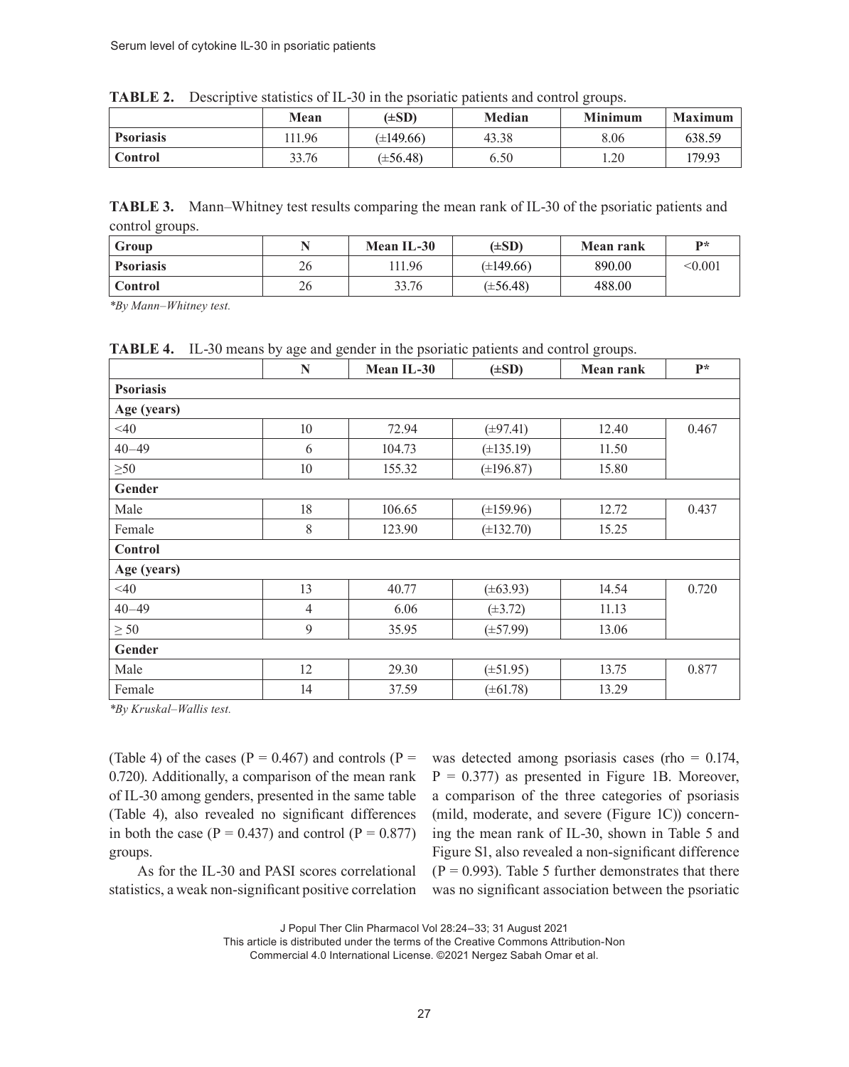**TABLE 2.** Descriptive statistics of IL-30 in the psoriatic patients and control groups.

| | Mean | (±SD) | Median | Minimum | Maximum |
|---|---|---|---|---|---|
| **Psoriasis** | 111.96 | (±149.66) | 43.38 | 8.06 | 638.59 |
| **Control** | 33.76 | (±56.48) | 6.50 | 1.20 | 179.93 |

**TABLE 3.** Mann–Whitney test results comparing the mean rank of IL-30 of the psoriatic patients and control groups.

| Group | N | Mean IL-30 | (±SD) | Mean rank | P* |
|---|---|---|---|---|---|
| **Psoriasis** | 26 | 111.96 | (±149.66) | 890.00 | <0.001 |
| **Control** | 26 | 33.76 | (±56.48) | 488.00 | |

*By Mann–Whitney test.*

**TABLE 4.** IL-30 means by age and gender in the psoriatic patients and control groups.

| | N | Mean IL-30 | (±SD) | Mean rank | P* |
|---|---|---|---|---|---|
| **Psoriasis** | | | | | |
| **Age (years)** | | | | | |
| <40 | 10 | 72.94 | (±97.41) | 12.40 | 0.467 |
| 40–49 | 6 | 104.73 | (±135.19) | 11.50 | |
| ≥50 | 10 | 155.32 | (±196.87) | 15.80 | |
| **Gender** | | | | | |
| Male | 18 | 106.65 | (±159.96) | 12.72 | 0.437 |
| Female | 8 | 123.90 | (±132.70) | 15.25 | |
| **Control** | | | | | |
| **Age (years)** | | | | | |
| <40 | 13 | 40.77 | (±63.93) | 14.54 | 0.720 |
| 40–49 | 4 | 6.06 | (±3.72) | 11.13 | |
| ≥ 50 | 9 | 35.95 | (±57.99) | 13.06 | |
| **Gender** | | | | | |
| Male | 12 | 29.30 | (±51.95) | 13.75 | 0.877 |
| Female | 14 | 37.59 | (±61.78) | 13.29 | |

*By Kruskal–Wallis test.*

(Table 4) of the cases (P = 0.467) and controls (P = 0.720). Additionally, a comparison of the mean rank of IL-30 among genders, presented in the same table (Table 4), also revealed no significant differences in both the case (P = 0.437) and control (P = 0.877) groups.

As for the IL-30 and PASI scores correlational statistics, a weak non-significant positive correlation was detected among psoriasis cases (rho = 0.174, P = 0.377) as presented in Figure 1B. Moreover, a comparison of the three categories of psoriasis (mild, moderate, and severe (Figure 1C)) concerning the mean rank of IL-30, shown in Table 5 and Figure S1, also revealed a non-significant difference (P = 0.993). Table 5 further demonstrates that there was no significant association between the psoriatic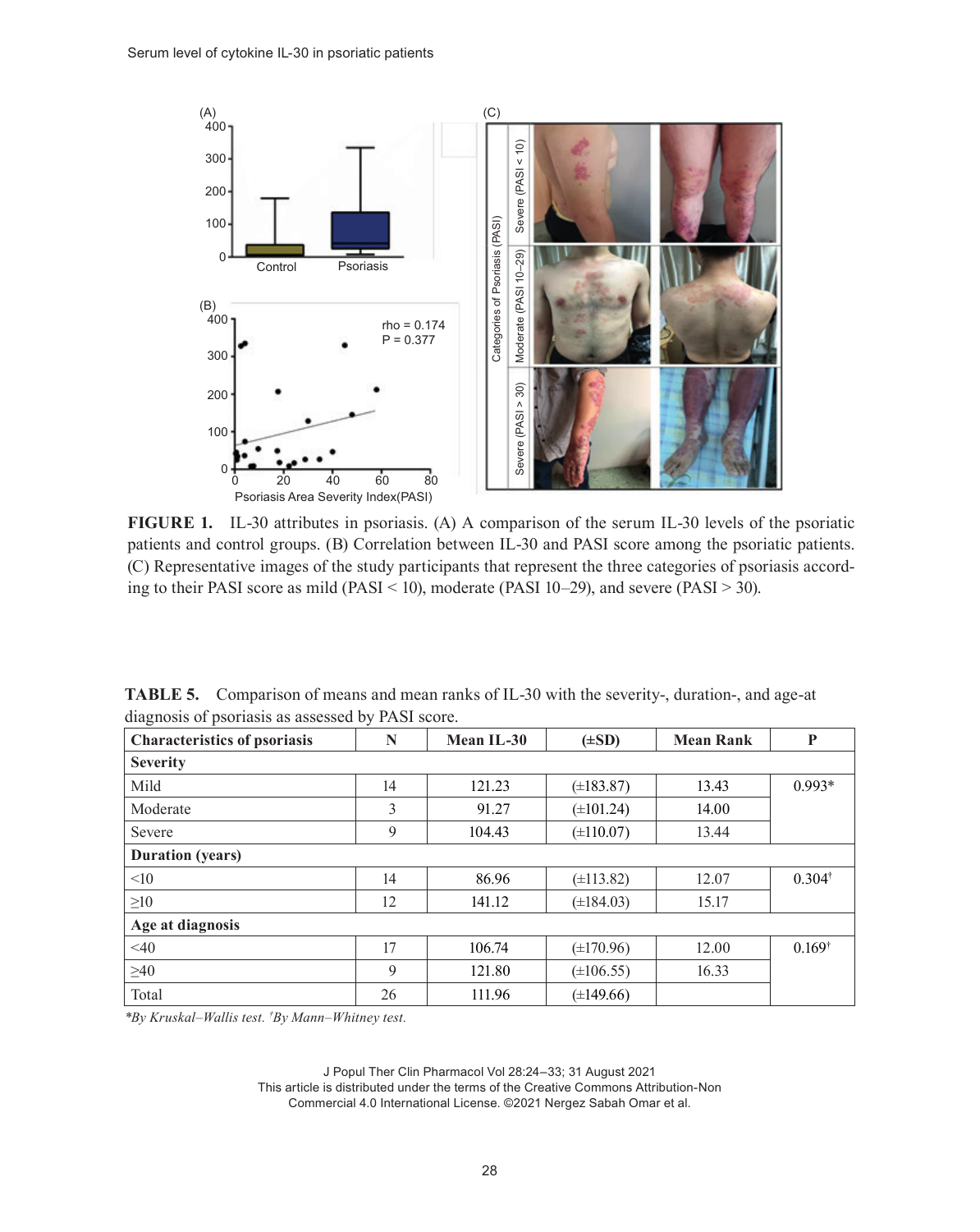**FIGURE 1.** IL-30 attributes in psoriasis. (A) A comparison of the serum IL-30 levels of the psoriatic patients and control groups. (B) Correlation between IL-30 and PASI score among the psoriatic patients. (C) Representative images of the study participants that represent the three categories of psoriasis according to their PASI score as mild (PASI < 10), moderate (PASI 10–29), and severe (PASI > 30).

**TABLE 5.** Comparison of means and mean ranks of IL-30 with the severity-, duration-, and age-at diagnosis of psoriasis as assessed by PASI score.

| Characteristics of psoriasis | N | Mean IL-30 | (±SD) | Mean Rank | P |
|---|---|---|---|---|---|
| **Severity** | | | | | |
| Mild | 14 | 121.23 | (±183.87) | 13.43 | 0.993* |
| Moderate | 3 | 91.27 | (±101.24) | 14.00 | |
| Severe | 9 | 104.43 | (±110.07) | 13.44 | |
| **Duration (years)** | | | | | |
| <10 | 14 | 86.96 | (±113.82) | 12.07 | 0.304[†] |
| ≥10 | 12 | 141.12 | (±184.03) | 15.17 | |
| **Age at diagnosis** | | | | | |
| <40 | 17 | 106.74 | (±170.96) | 12.00 | 0.169[†] |
| ≥40 | 9 | 121.80 | (±106.55) | 16.33 | |
| Total | 26 | 111.96 | (±149.66) | | |

*\*By Kruskal–Wallis test. [†]By Mann–Whitney test.*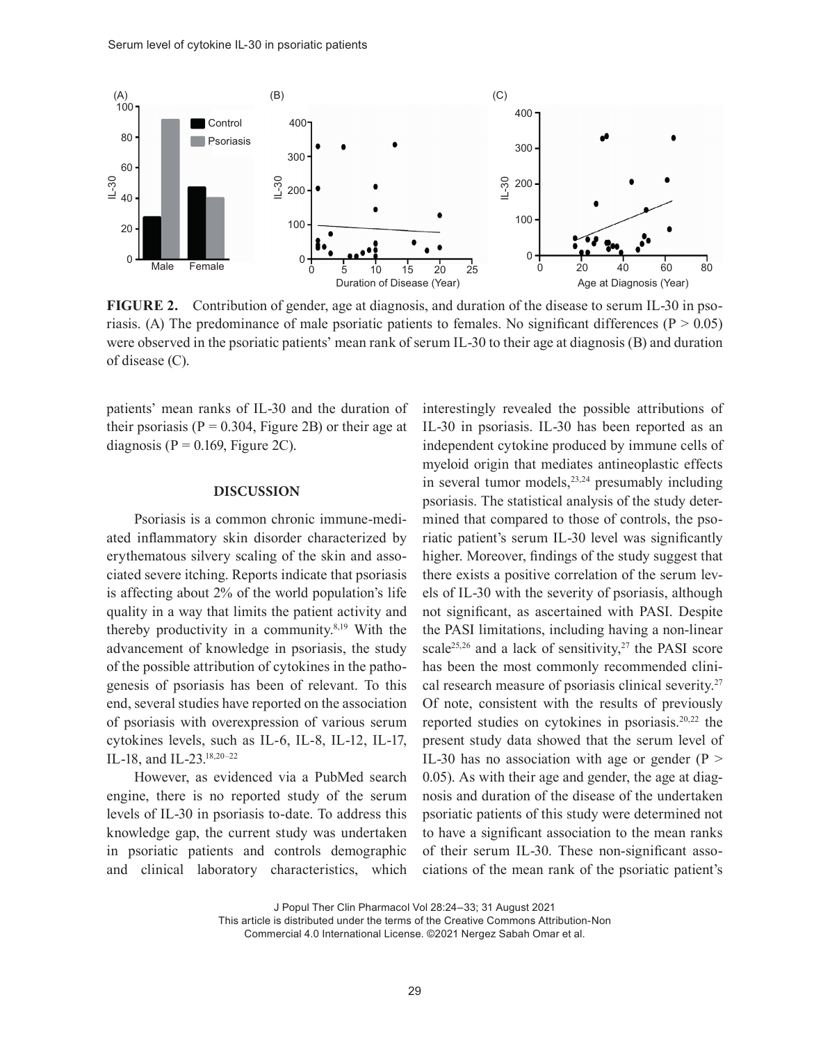FIGURE 2. Contribution of gender, age at diagnosis, and duration of the disease to serum IL-30 in psoriasis. (A) The predominance of male psoriatic patients to females. No significant differences ($P > 0.05$) were observed in the psoriatic patients' mean rank of serum IL-30 to their age at diagnosis (B) and duration of disease (C).

patients' mean ranks of IL-30 and the duration of their psoriasis ($P = 0.304$, Figure 2B) or their age at diagnosis ($P = 0.169$, Figure 2C).

## DISCUSSION

Psoriasis is a common chronic immune-mediated inflammatory skin disorder characterized by erythematous silvery scaling of the skin and associated severe itching. Reports indicate that psoriasis is affecting about 2% of the world population's life quality in a way that limits the patient activity and thereby productivity in a community.[8,19] With the advancement of knowledge in psoriasis, the study of the possible attribution of cytokines in the pathogenesis of psoriasis has been of relevant. To this end, several studies have reported on the association of psoriasis with overexpression of various serum cytokines levels, such as IL-6, IL-8, IL-12, IL-17, IL-18, and IL-23.[18,20–22]

However, as evidenced via a PubMed search engine, there is no reported study of the serum levels of IL-30 in psoriasis to-date. To address this knowledge gap, the current study was undertaken in psoriatic patients and controls demographic and clinical laboratory characteristics, which interestingly revealed the possible attributions of IL-30 in psoriasis. IL-30 has been reported as an independent cytokine produced by immune cells of myeloid origin that mediates antineoplastic effects in several tumor models,[23,24] presumably including psoriasis. The statistical analysis of the study determined that compared to those of controls, the psoriatic patient's serum IL-30 level was significantly higher. Moreover, findings of the study suggest that there exists a positive correlation of the serum levels of IL-30 with the severity of psoriasis, although not significant, as ascertained with PASI. Despite the PASI limitations, including having a non-linear scale[25,26] and a lack of sensitivity,[27] the PASI score has been the most commonly recommended clinical research measure of psoriasis clinical severity.[27] Of note, consistent with the results of previously reported studies on cytokines in psoriasis.[20,22] the present study data showed that the serum level of IL-30 has no association with age or gender ($P > 0.05$). As with their age and gender, the age at diagnosis and duration of the disease of the undertaken psoriatic patients of this study were determined not to have a significant association to the mean ranks of their serum IL-30. These non-significant associations of the mean rank of the psoriatic patient's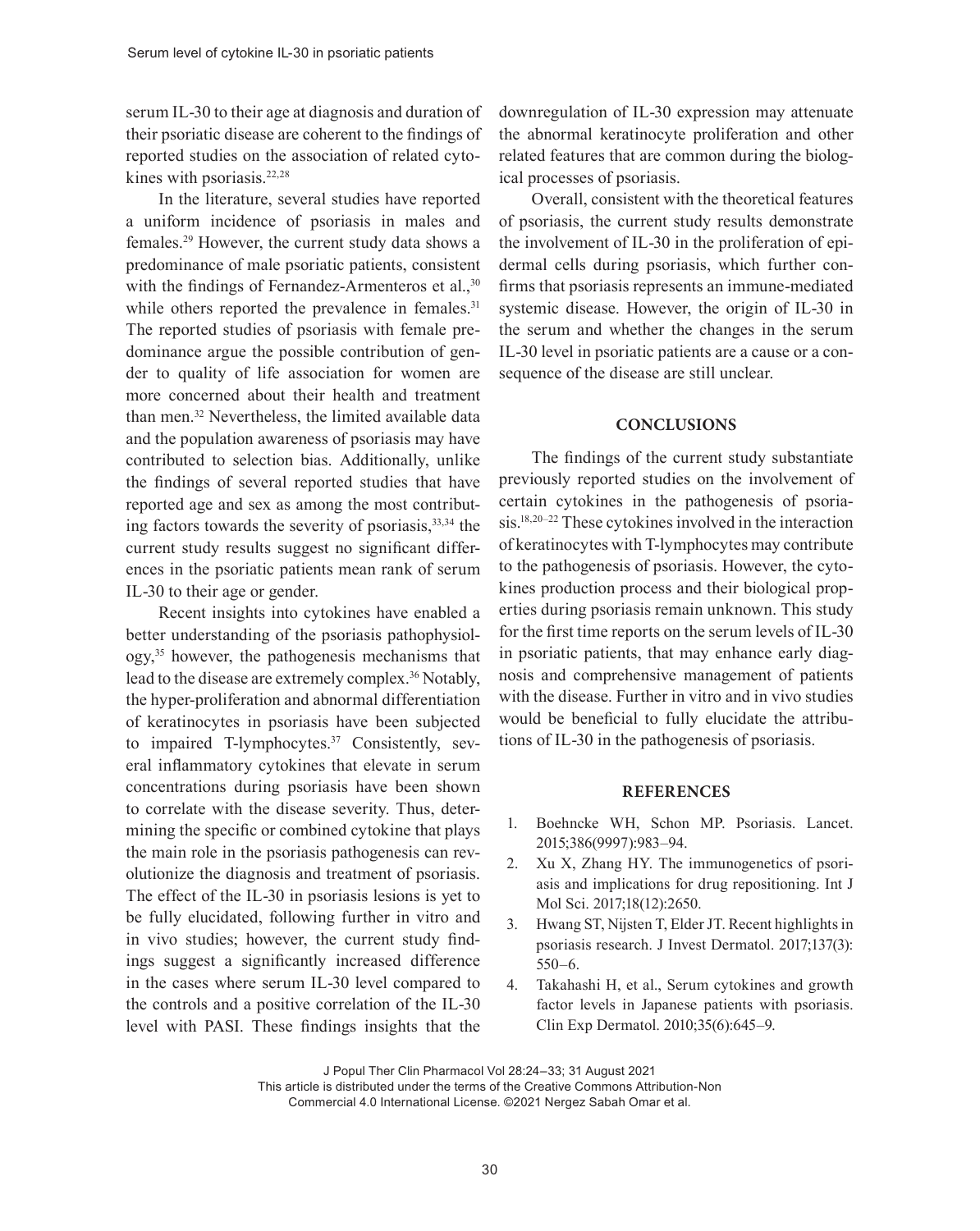serum IL-30 to their age at diagnosis and duration of their psoriatic disease are coherent to the findings of reported studies on the association of related cytokines with psoriasis.[22,28]

In the literature, several studies have reported a uniform incidence of psoriasis in males and females.[29] However, the current study data shows a predominance of male psoriatic patients, consistent with the findings of Fernandez-Armenteros et al.,[30] while others reported the prevalence in females.[31] The reported studies of psoriasis with female predominance argue the possible contribution of gender to quality of life association for women are more concerned about their health and treatment than men.[32] Nevertheless, the limited available data and the population awareness of psoriasis may have contributed to selection bias. Additionally, unlike the findings of several reported studies that have reported age and sex as among the most contributing factors towards the severity of psoriasis,[33,34] the current study results suggest no significant differences in the psoriatic patients mean rank of serum IL-30 to their age or gender.

Recent insights into cytokines have enabled a better understanding of the psoriasis pathophysiology,[35] however, the pathogenesis mechanisms that lead to the disease are extremely complex.[36] Notably, the hyper-proliferation and abnormal differentiation of keratinocytes in psoriasis have been subjected to impaired T-lymphocytes.[37] Consistently, several inflammatory cytokines that elevate in serum concentrations during psoriasis have been shown to correlate with the disease severity. Thus, determining the specific or combined cytokine that plays the main role in the psoriasis pathogenesis can revolutionize the diagnosis and treatment of psoriasis. The effect of the IL-30 in psoriasis lesions is yet to be fully elucidated, following further in vitro and in vivo studies; however, the current study findings suggest a significantly increased difference in the cases where serum IL-30 level compared to the controls and a positive correlation of the IL-30 level with PASI. These findings insights that the downregulation of IL-30 expression may attenuate the abnormal keratinocyte proliferation and other related features that are common during the biological processes of psoriasis.

Overall, consistent with the theoretical features of psoriasis, the current study results demonstrate the involvement of IL-30 in the proliferation of epidermal cells during psoriasis, which further confirms that psoriasis represents an immune-mediated systemic disease. However, the origin of IL-30 in the serum and whether the changes in the serum IL-30 level in psoriatic patients are a cause or a consequence of the disease are still unclear.

## CONCLUSIONS

The findings of the current study substantiate previously reported studies on the involvement of certain cytokines in the pathogenesis of psoriasis.[18,20–22] These cytokines involved in the interaction of keratinocytes with T-lymphocytes may contribute to the pathogenesis of psoriasis. However, the cytokines production process and their biological properties during psoriasis remain unknown. This study for the first time reports on the serum levels of IL-30 in psoriatic patients, that may enhance early diagnosis and comprehensive management of patients with the disease. Further in vitro and in vivo studies would be beneficial to fully elucidate the attributions of IL-30 in the pathogenesis of psoriasis.

## REFERENCES

1. Boehncke WH, Schon MP. Psoriasis. Lancet. 2015;386(9997):983–94.
2. Xu X, Zhang HY. The immunogenetics of psoriasis and implications for drug repositioning. Int J Mol Sci. 2017;18(12):2650.
3. Hwang ST, Nijsten T, Elder JT. Recent highlights in psoriasis research. J Invest Dermatol. 2017;137(3): 550–6.
4. Takahashi H, et al., Serum cytokines and growth factor levels in Japanese patients with psoriasis. Clin Exp Dermatol. 2010;35(6):645–9.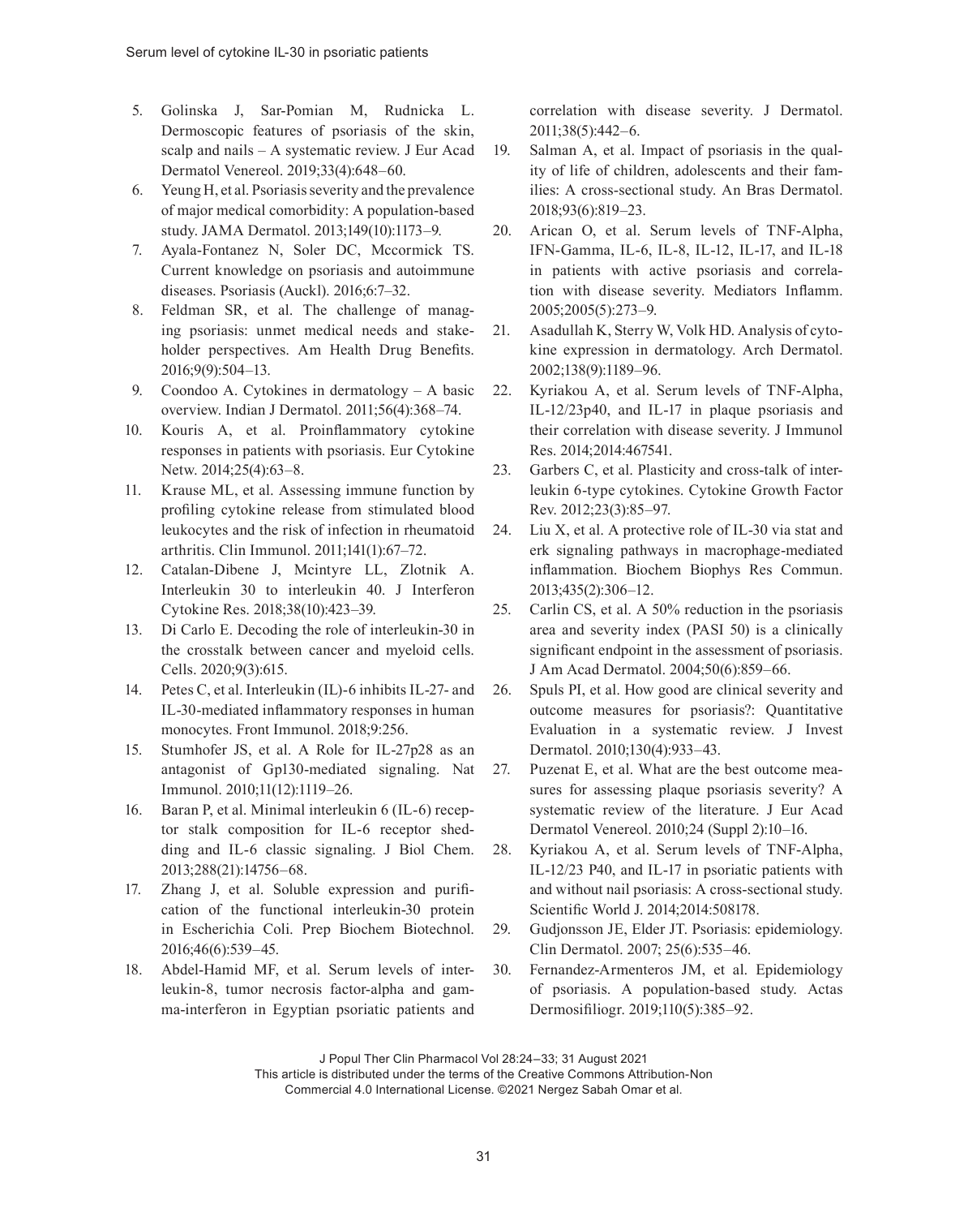5. Golinska J, Sar-Pomian M, Rudnicka L. Dermoscopic features of psoriasis of the skin, scalp and nails – A systematic review. J Eur Acad Dermatol Venereol. 2019;33(4):648–60.
6. Yeung H, et al. Psoriasis severity and the prevalence of major medical comorbidity: A population-based study. JAMA Dermatol. 2013;149(10):1173–9.
7. Ayala-Fontanez N, Soler DC, Mccormick TS. Current knowledge on psoriasis and autoimmune diseases. Psoriasis (Auckl). 2016;6:7–32.
8. Feldman SR, et al. The challenge of managing psoriasis: unmet medical needs and stakeholder perspectives. Am Health Drug Benefits. 2016;9(9):504–13.
9. Coondoo A. Cytokines in dermatology – A basic overview. Indian J Dermatol. 2011;56(4):368–74.
10. Kouris A, et al. Proinflammatory cytokine responses in patients with psoriasis. Eur Cytokine Netw. 2014;25(4):63–8.
11. Krause ML, et al. Assessing immune function by profiling cytokine release from stimulated blood leukocytes and the risk of infection in rheumatoid arthritis. Clin Immunol. 2011;141(1):67–72.
12. Catalan-Dibene J, Mcintyre LL, Zlotnik A. Interleukin 30 to interleukin 40. J Interferon Cytokine Res. 2018;38(10):423–39.
13. Di Carlo E. Decoding the role of interleukin-30 in the crosstalk between cancer and myeloid cells. Cells. 2020;9(3):615.
14. Petes C, et al. Interleukin (IL)-6 inhibits IL-27- and IL-30-mediated inflammatory responses in human monocytes. Front Immunol. 2018;9:256.
15. Stumhofer JS, et al. A Role for IL-27p28 as an antagonist of Gp130-mediated signaling. Nat Immunol. 2010;11(12):1119–26.
16. Baran P, et al. Minimal interleukin 6 (IL-6) receptor stalk composition for IL-6 receptor shedding and IL-6 classic signaling. J Biol Chem. 2013;288(21):14756–68.
17. Zhang J, et al. Soluble expression and purification of the functional interleukin-30 protein in Escherichia Coli. Prep Biochem Biotechnol. 2016;46(6):539–45.
18. Abdel-Hamid MF, et al. Serum levels of interleukin-8, tumor necrosis factor-alpha and gamma-interferon in Egyptian psoriatic patients and correlation with disease severity. J Dermatol. 2011;38(5):442–6.
19. Salman A, et al. Impact of psoriasis in the quality of life of children, adolescents and their families: A cross-sectional study. An Bras Dermatol. 2018;93(6):819–23.
20. Arican O, et al. Serum levels of TNF-Alpha, IFN-Gamma, IL-6, IL-8, IL-12, IL-17, and IL-18 in patients with active psoriasis and correlation with disease severity. Mediators Inflamm. 2005;2005(5):273–9.
21. Asadullah K, Sterry W, Volk HD. Analysis of cytokine expression in dermatology. Arch Dermatol. 2002;138(9):1189–96.
22. Kyriakou A, et al. Serum levels of TNF-Alpha, IL-12/23p40, and IL-17 in plaque psoriasis and their correlation with disease severity. J Immunol Res. 2014;2014:467541.
23. Garbers C, et al. Plasticity and cross-talk of interleukin 6-type cytokines. Cytokine Growth Factor Rev. 2012;23(3):85–97.
24. Liu X, et al. A protective role of IL-30 via stat and erk signaling pathways in macrophage-mediated inflammation. Biochem Biophys Res Commun. 2013;435(2):306–12.
25. Carlin CS, et al. A 50% reduction in the psoriasis area and severity index (PASI 50) is a clinically significant endpoint in the assessment of psoriasis. J Am Acad Dermatol. 2004;50(6):859–66.
26. Spuls PI, et al. How good are clinical severity and outcome measures for psoriasis?: Quantitative Evaluation in a systematic review. J Invest Dermatol. 2010;130(4):933–43.
27. Puzenat E, et al. What are the best outcome measures for assessing plaque psoriasis severity? A systematic review of the literature. J Eur Acad Dermatol Venereol. 2010;24 (Suppl 2):10–16.
28. Kyriakou A, et al. Serum levels of TNF-Alpha, IL-12/23 P40, and IL-17 in psoriatic patients with and without nail psoriasis: A cross-sectional study. Scientific World J. 2014;2014:508178.
29. Gudjonsson JE, Elder JT. Psoriasis: epidemiology. Clin Dermatol. 2007; 25(6):535–46.
30. Fernandez-Armenteros JM, et al. Epidemiology of psoriasis. A population-based study. Actas Dermosifiliogr. 2019;110(5):385–92.

This article is distributed under the terms of the Creative Commons Attribution-Non Commercial 4.0 International License. ©2021 Nergez Sabah Omar et al.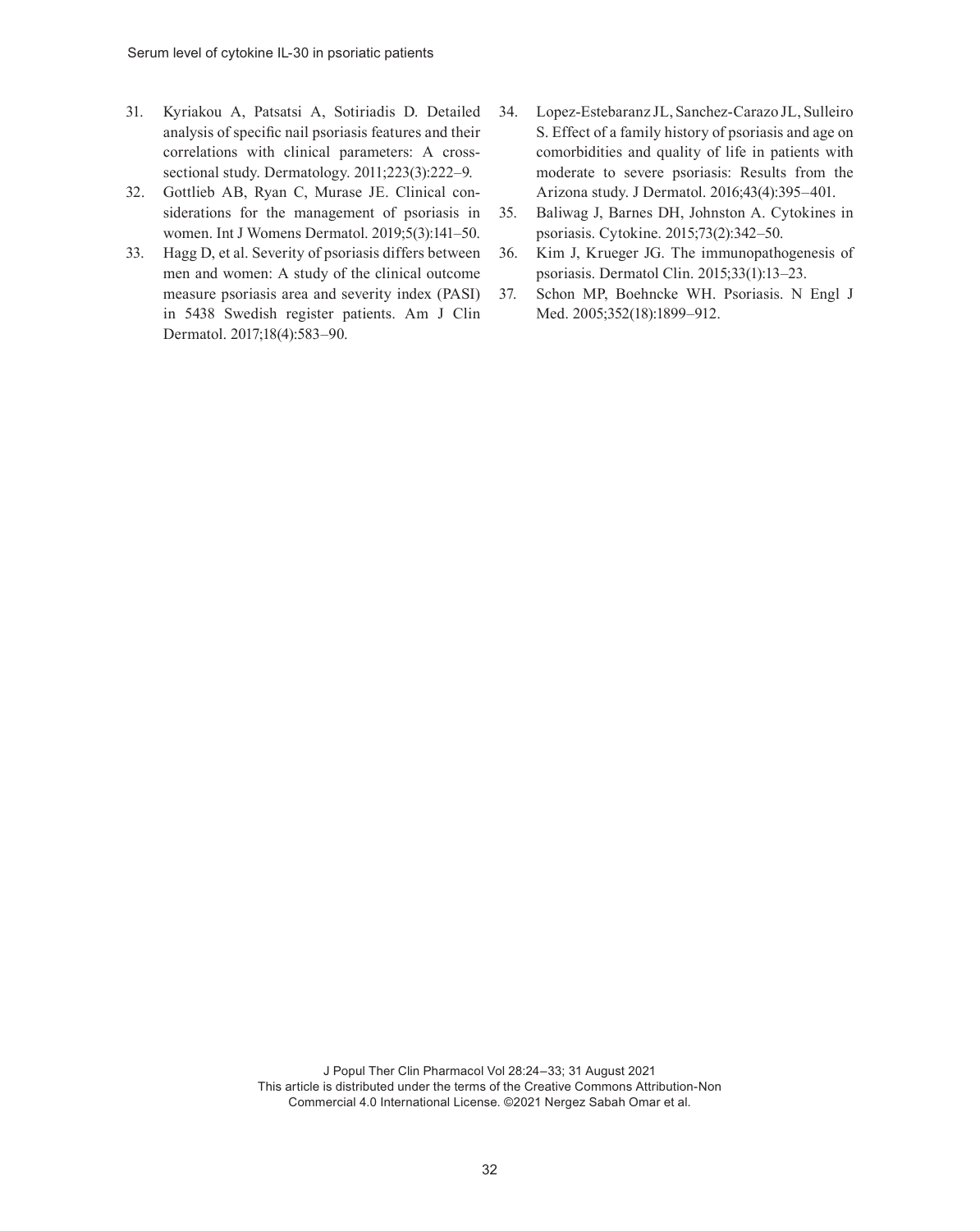31. Kyriakou A, Patsatsi A, Sotiriadis D. Detailed analysis of specific nail psoriasis features and their correlations with clinical parameters: A cross-sectional study. Dermatology. 2011;223(3):222–9.
32. Gottlieb AB, Ryan C, Murase JE. Clinical considerations for the management of psoriasis in women. Int J Womens Dermatol. 2019;5(3):141–50.
33. Hagg D, et al. Severity of psoriasis differs between men and women: A study of the clinical outcome measure psoriasis area and severity index (PASI) in 5438 Swedish register patients. Am J Clin Dermatol. 2017;18(4):583–90.
34. Lopez-Estebaranz JL, Sanchez-Carazo JL, Sulleiro S. Effect of a family history of psoriasis and age on comorbidities and quality of life in patients with moderate to severe psoriasis: Results from the Arizona study. J Dermatol. 2016;43(4):395–401.
35. Baliwag J, Barnes DH, Johnston A. Cytokines in psoriasis. Cytokine. 2015;73(2):342–50.
36. Kim J, Krueger JG. The immunopathogenesis of psoriasis. Dermatol Clin. 2015;33(1):13–23.
37. Schon MP, Boehncke WH. Psoriasis. N Engl J Med. 2005;352(18):1899–912.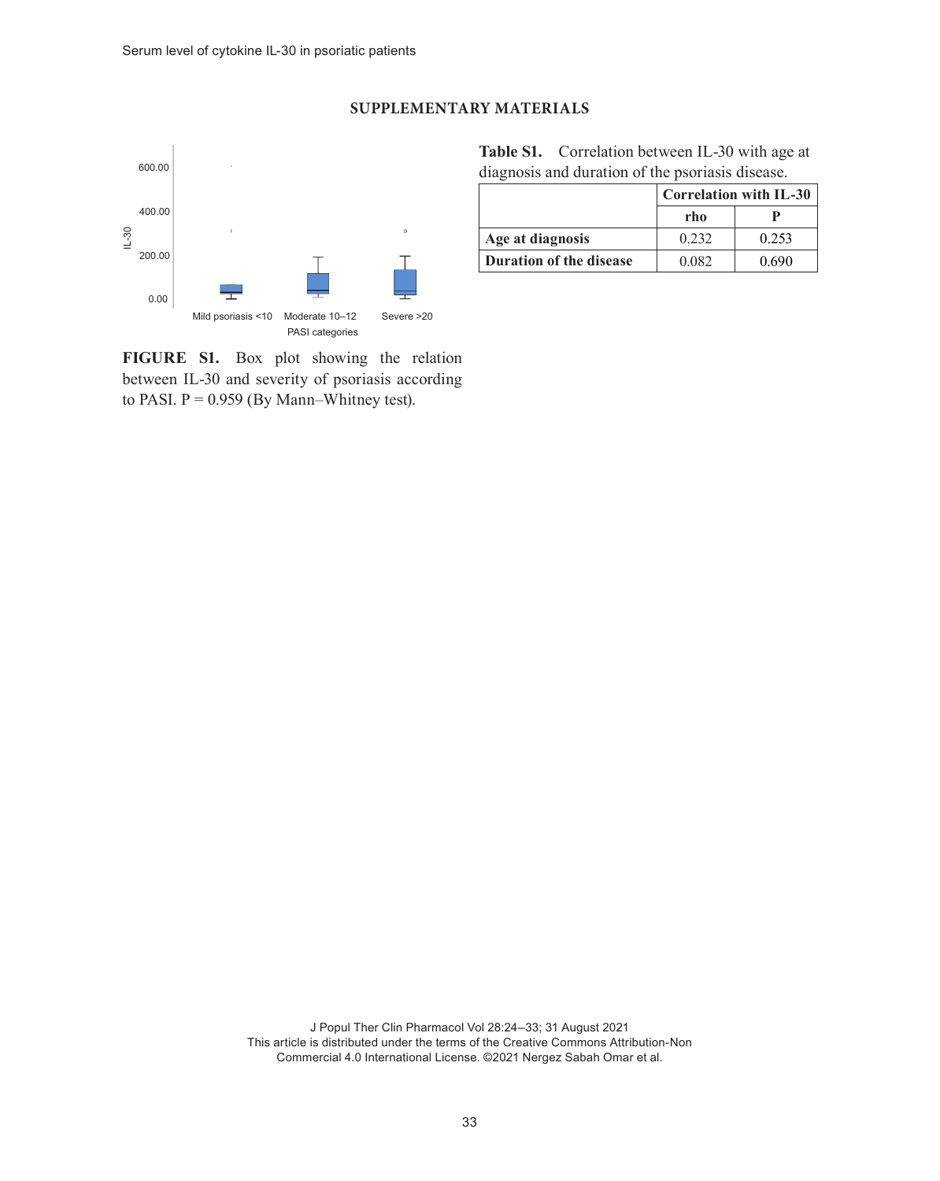## SUPPLEMENTARY MATERIALS

600.00

400.00

IL-30

200.00

0.00

Mild psoriasis <10

Moderate 10–12

Severe >20

PASI categories

**FIGURE S1.** Box plot showing the relation between IL-30 and severity of psoriasis according to PASI. P = 0.959 (By Mann–Whitney test).

**Table S1.** Correlation between IL-30 with age at diagnosis and duration of the psoriasis disease.

| | **Correlation with IL-30** | |
|---|---|---|
| | **rho** | **P** |
| **Age at diagnosis** | 0.232 | 0.253 |
| **Duration of the disease** | 0.082 | 0.690 |